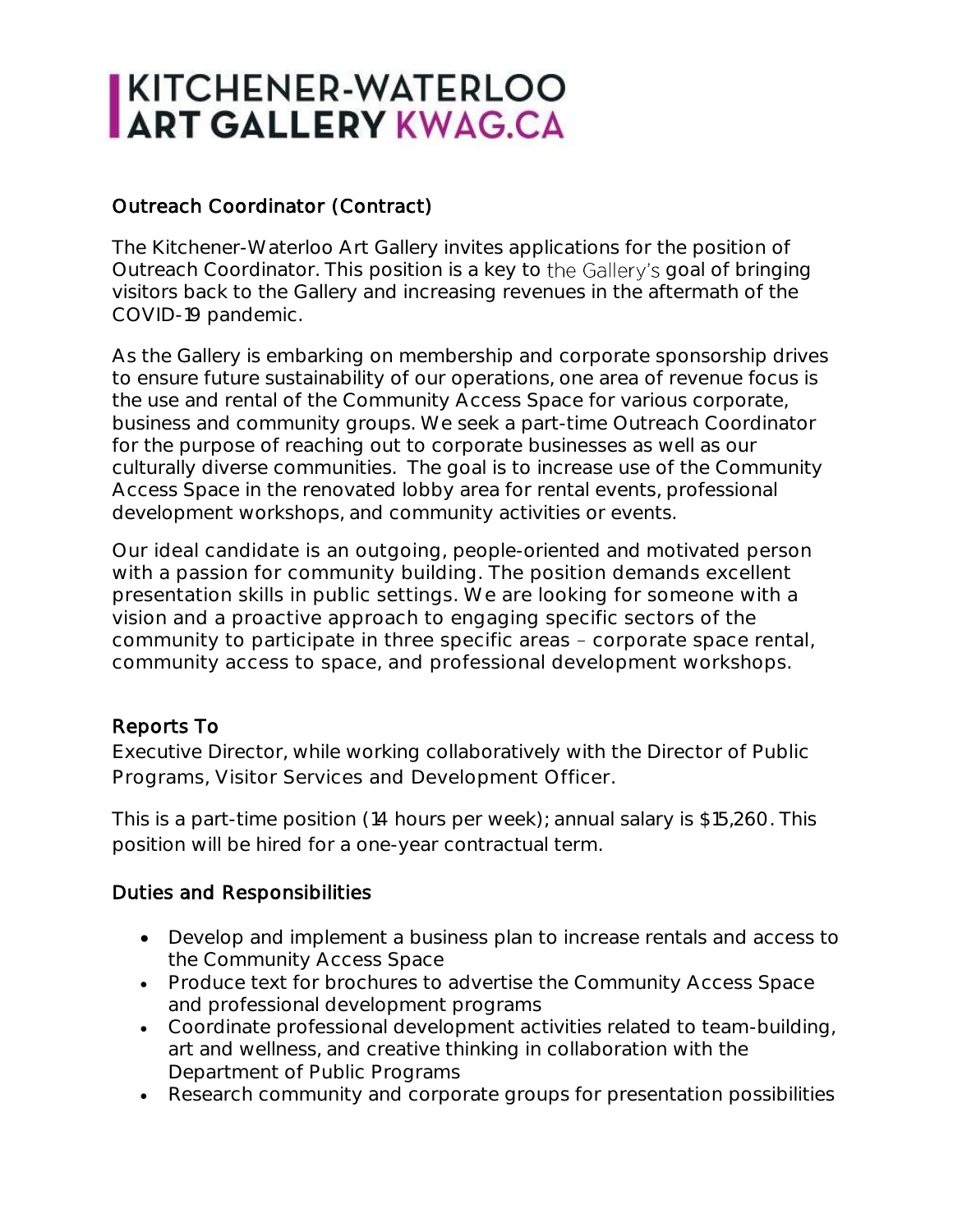# KITCHENER-WATERLOO ART GALLERY KWAG.CA

## Outreach Coordinator (Contract)

The Kitchener-Waterloo Art Gallery invites applications for the position of Outreach Coordinator. This position is a key to the Gallery's goal of bringing visitors back to the Gallery and increasing revenues in the aftermath of the COVID-19 pandemic.

As the Gallery is embarking on membership and corporate sponsorship drives to ensure future sustainability of our operations, one area of revenue focus is the use and rental of the Community Access Space for various corporate, business and community groups. We seek a part-time Outreach Coordinator for the purpose of reaching out to corporate businesses as well as our culturally diverse communities. The goal is to increase use of the Community Access Space in the renovated lobby area for rental events, professional development workshops, and community activities or events.

Our ideal candidate is an outgoing, people-oriented and motivated person with a passion for community building. The position demands excellent presentation skills in public settings. We are looking for someone with a vision and a proactive approach to engaging specific sectors of the community to participate in three specific areas – corporate space rental, community access to space, and professional development workshops.

## Reports To

Executive Director, while working collaboratively with the Director of Public Programs, Visitor Services and Development Officer.

This is a part-time position (14 hours per week); annual salary is $15,260. This position will be hired for a one-year contractual term.

## Duties and Responsibilities

- Develop and implement a business plan to increase rentals and access to the Community Access Space
- Produce text for brochures to advertise the Community Access Space and professional development programs
- Coordinate professional development activities related to team-building, art and wellness, and creative thinking in collaboration with the Department of Public Programs
- Research community and corporate groups for presentation possibilities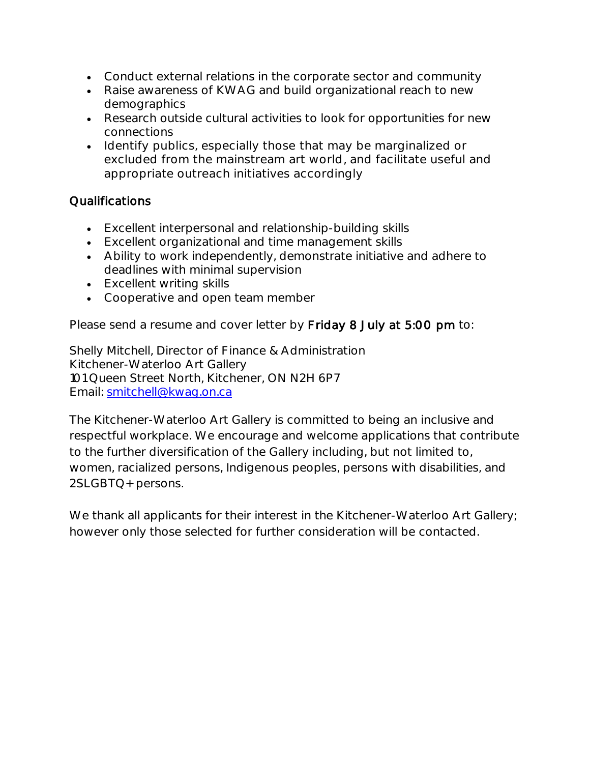- Conduct external relations in the corporate sector and community
- Raise awareness of KWAG and build organizational reach to new demographics
- Research outside cultural activities to look for opportunities for new connections
- Identify publics, especially those that may be marginalized or excluded from the mainstream art world, and facilitate useful and appropriate outreach initiatives accordingly

## Qualifications

- Excellent interpersonal and relationship-building skills
- Excellent organizational and time management skills
- Ability to work independently, demonstrate initiative and adhere to deadlines with minimal supervision
- Excellent writing skills
- Cooperative and open team member

Please send a resume and cover letter by **Friday 8 July at 5:00 pm** to:

Shelly Mitchell, Director of Finance & Administration
Kitchener-Waterloo Art Gallery
101 Queen Street North, Kitchener, ON N2H 6P7
Email: [smitchell@kwag.on.ca](mailto:smitchell@kwag.on.ca)

The Kitchener-Waterloo Art Gallery is committed to being an inclusive and respectful workplace. We encourage and welcome applications that contribute to the further diversification of the Gallery including, but not limited to, women, racialized persons, Indigenous peoples, persons with disabilities, and 2SLGBTQ+ persons.

We thank all applicants for their interest in the Kitchener-Waterloo Art Gallery; however only those selected for further consideration will be contacted.